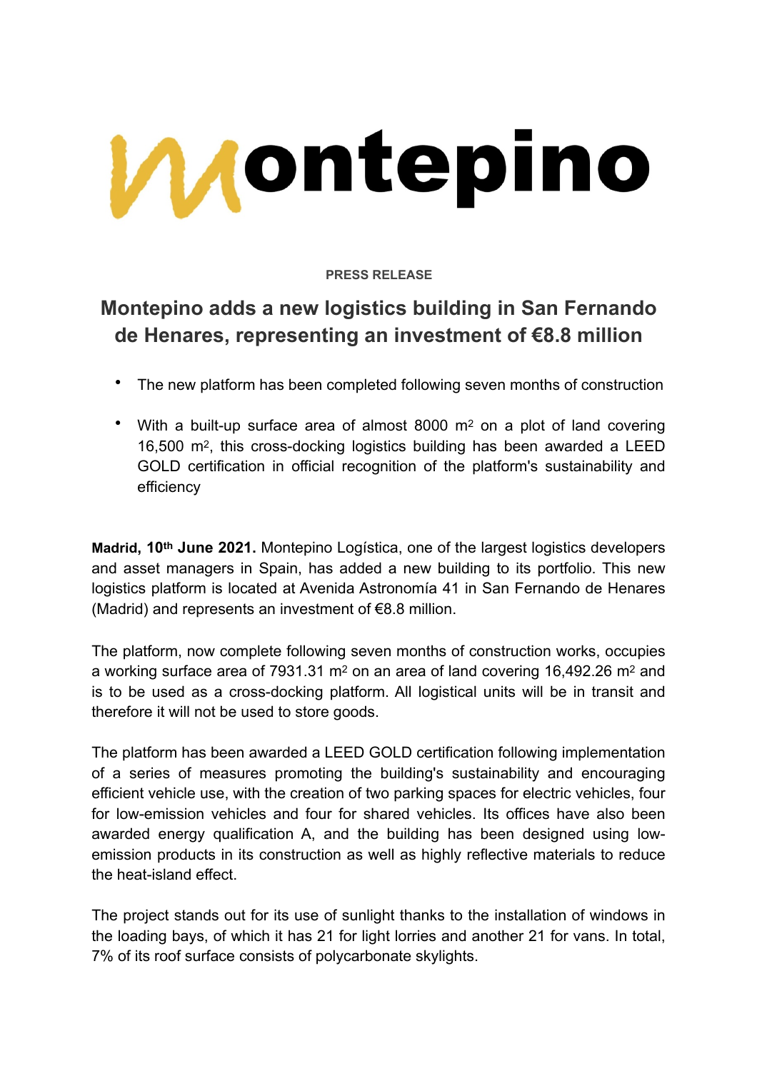# Montepino

**PRESS RELEASE**

## Montepino adds a new logistics building in San Fernando de Henares, representing an investment of €8.8 million

- The new platform has been completed following seven months of construction
- With a built-up surface area of almost 8000 $m^2$ on a plot of land covering 16,500 $m^2$, this cross-docking logistics building has been awarded a LEED GOLD certification in official recognition of the platform's sustainability and efficiency

**Madrid, 10th June 2021.** Montepino Logística, one of the largest logistics developers and asset managers in Spain, has added a new building to its portfolio. This new logistics platform is located at Avenida Astronomía 41 in San Fernando de Henares (Madrid) and represents an investment of €8.8 million.

The platform, now complete following seven months of construction works, occupies a working surface area of 7931.31 $m^2$ on an area of land covering 16,492.26 $m^2$ and is to be used as a cross-docking platform. All logistical units will be in transit and therefore it will not be used to store goods.

The platform has been awarded a LEED GOLD certification following implementation of a series of measures promoting the building's sustainability and encouraging efficient vehicle use, with the creation of two parking spaces for electric vehicles, four for low-emission vehicles and four for shared vehicles. Its offices have also been awarded energy qualification A, and the building has been designed using low-emission products in its construction as well as highly reflective materials to reduce the heat-island effect.

The project stands out for its use of sunlight thanks to the installation of windows in the loading bays, of which it has 21 for light lorries and another 21 for vans. In total, 7% of its roof surface consists of polycarbonate skylights.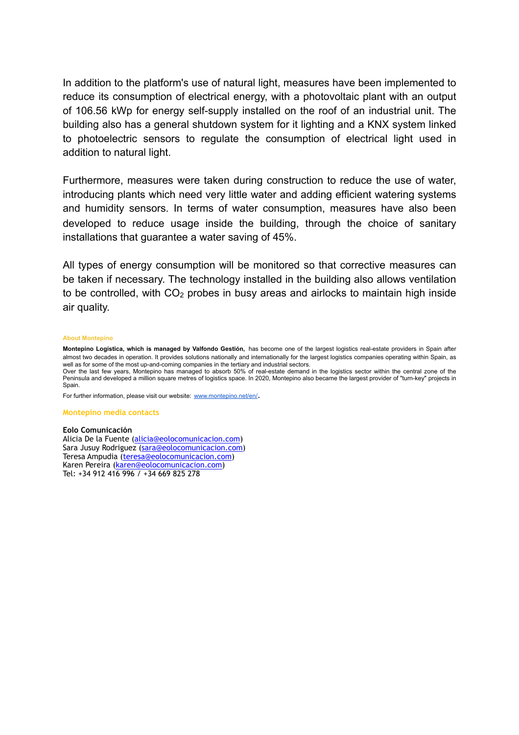In addition to the platform's use of natural light, measures have been implemented to reduce its consumption of electrical energy, with a photovoltaic plant with an output of 106.56 kWp for energy self-supply installed on the roof of an industrial unit. The building also has a general shutdown system for it lighting and a KNX system linked to photoelectric sensors to regulate the consumption of electrical light used in addition to natural light.

Furthermore, measures were taken during construction to reduce the use of water, introducing plants which need very little water and adding efficient watering systems and humidity sensors. In terms of water consumption, measures have also been developed to reduce usage inside the building, through the choice of sanitary installations that guarantee a water saving of 45%.

All types of energy consumption will be monitored so that corrective measures can be taken if necessary. The technology installed in the building also allows ventilation to be controlled, with $CO_2$ probes in busy areas and airlocks to maintain high inside air quality.

**About Montepino**

**Montepino Logística, which is managed by Valfondo Gestión,** has become one of the largest logistics real-estate providers in Spain after almost two decades in operation. It provides solutions nationally and internationally for the largest logistics companies operating within Spain, as well as for some of the most up-and-coming companies in the tertiary and industrial sectors.
Over the last few years, Montepino has managed to absorb 50% of real-estate demand in the logistics sector within the central zone of the Peninsula and developed a million square metres of logistics space. In 2020, Montepino also became the largest provider of "turn-key" projects in Spain.

For further information, please visit our website: www.montepino.net/en/.

**Montepino media contacts**

**Eolo Comunicación**
Alicia De la Fuente (alicia@eolocomunicacion.com)
Sara Jusuy Rodriguez (sara@eolocomunicacion.com)
Teresa Ampudia (teresa@eolocomunicacion.com)
Karen Pereira (karen@eolocomunicacion.com)
Tel: +34 912 416 996 / +34 669 825 278